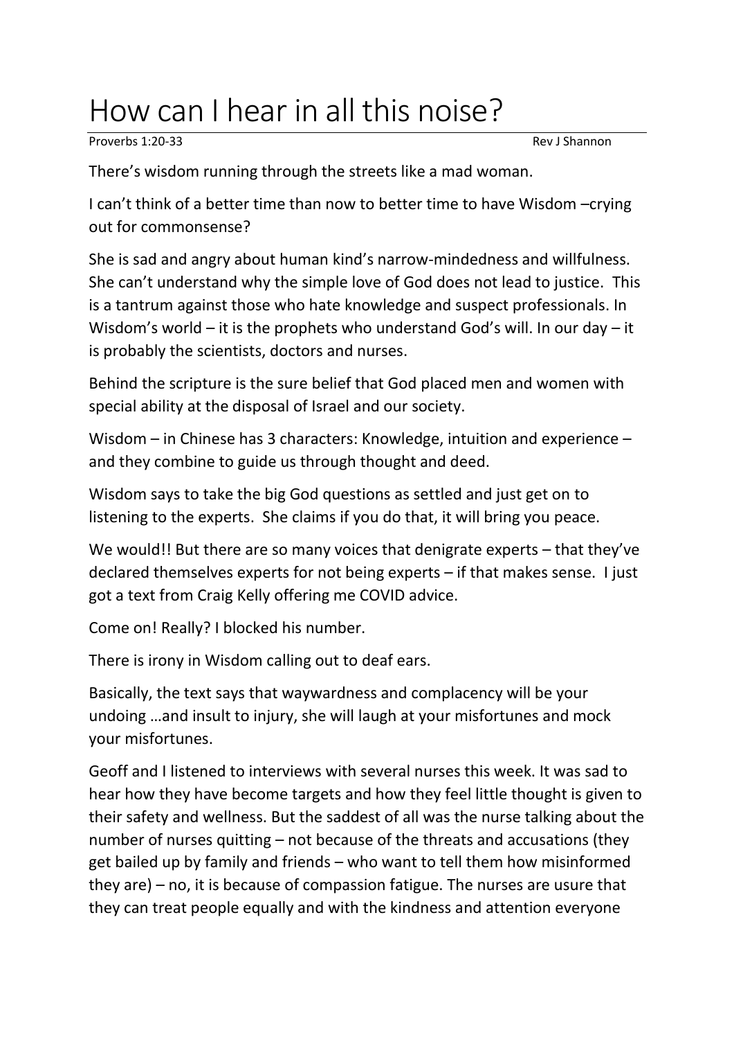# How can I hear in all this noise?

Proverbs 1:20-33 Rev J Shannon

There's wisdom running through the streets like a mad woman.

I can't think of a better time than now to better time to have Wisdom –crying out for commonsense?

She is sad and angry about human kind's narrow-mindedness and willfulness. She can't understand why the simple love of God does not lead to justice. This is a tantrum against those who hate knowledge and suspect professionals. In Wisdom's world – it is the prophets who understand God's will. In our day – it is probably the scientists, doctors and nurses.

Behind the scripture is the sure belief that God placed men and women with special ability at the disposal of Israel and our society.

Wisdom – in Chinese has 3 characters: Knowledge, intuition and experience – and they combine to guide us through thought and deed.

Wisdom says to take the big God questions as settled and just get on to listening to the experts. She claims if you do that, it will bring you peace.

We would!! But there are so many voices that denigrate experts – that they've declared themselves experts for not being experts – if that makes sense. I just got a text from Craig Kelly offering me COVID advice.

Come on! Really? I blocked his number.

There is irony in Wisdom calling out to deaf ears.

Basically, the text says that waywardness and complacency will be your undoing …and insult to injury, she will laugh at your misfortunes and mock your misfortunes.

Geoff and I listened to interviews with several nurses this week. It was sad to hear how they have become targets and how they feel little thought is given to their safety and wellness. But the saddest of all was the nurse talking about the number of nurses quitting – not because of the threats and accusations (they get bailed up by family and friends – who want to tell them how misinformed they are) – no, it is because of compassion fatigue. The nurses are usure that they can treat people equally and with the kindness and attention everyone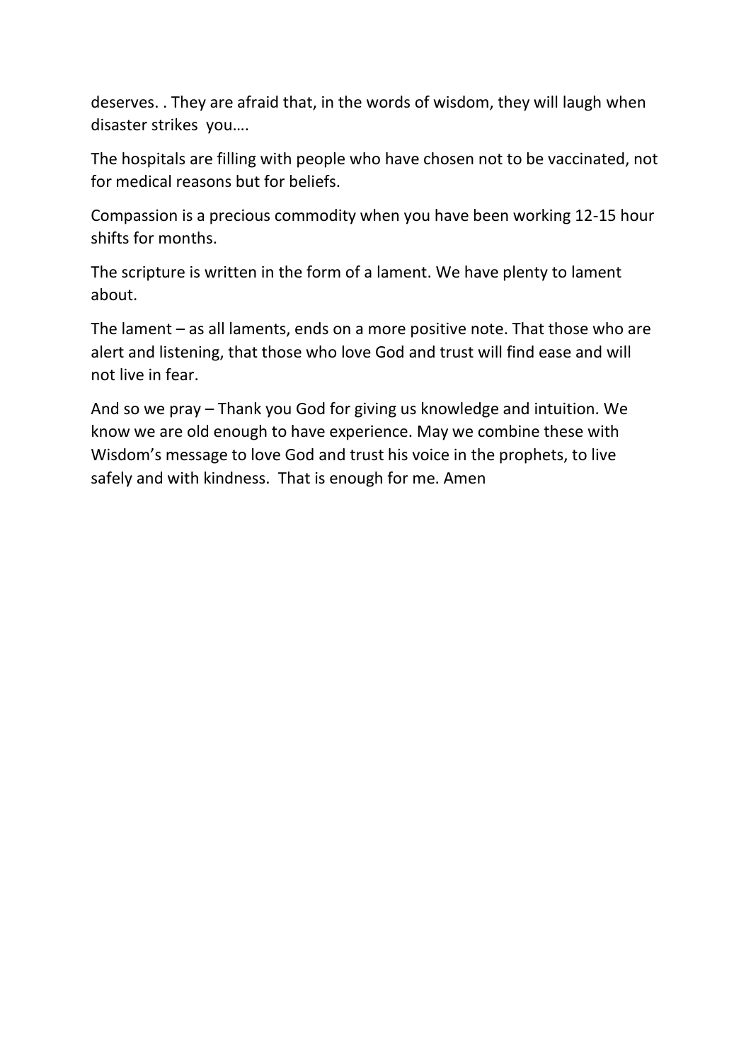deserves. . They are afraid that, in the words of wisdom, they will laugh when disaster strikes you….

The hospitals are filling with people who have chosen not to be vaccinated, not for medical reasons but for beliefs.

Compassion is a precious commodity when you have been working 12-15 hour shifts for months.

The scripture is written in the form of a lament. We have plenty to lament about.

The lament – as all laments, ends on a more positive note. That those who are alert and listening, that those who love God and trust will find ease and will not live in fear.

And so we pray – Thank you God for giving us knowledge and intuition. We know we are old enough to have experience. May we combine these with Wisdom's message to love God and trust his voice in the prophets, to live safely and with kindness. That is enough for me. Amen